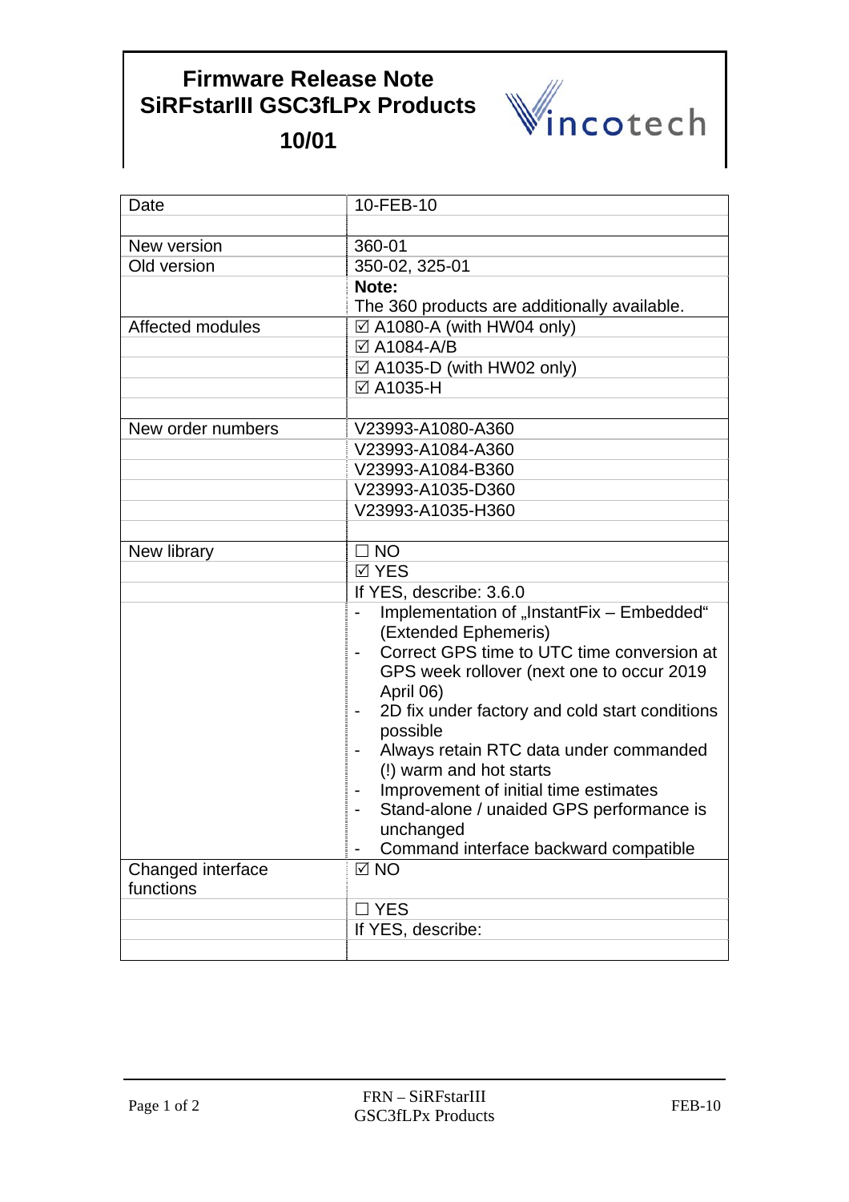# Firmware Release Note
# SiRFstarIII GSC3fLPx Products
# 10/01

Vincotech

| | |
|---|---|
| Date | 10-FEB-10 |
| | |
| New version | 360-01 |
| Old version | 350-02, 325-01 |
| | **Note:**<br>The 360 products are additionally available. |
| Affected modules | ☑ A1080-A (with HW04 only) |
| | ☑ A1084-A/B |
| | ☑ A1035-D (with HW02 only) |
| | ☑ A1035-H |
| | |
| New order numbers | V23993-A1080-A360 |
| | V23993-A1084-A360 |
| | V23993-A1084-B360 |
| | V23993-A1035-D360 |
| | V23993-A1035-H360 |
| | |
| New library | ☐ NO |
| | ☑ YES |
| | If YES, describe: 3.6.0 |
| | - Implementation of „InstantFix – Embedded“ (Extended Ephemeris)<br>- Correct GPS time to UTC time conversion at GPS week rollover (next one to occur 2019 April 06)<br>- 2D fix under factory and cold start conditions possible<br>- Always retain RTC data under commanded (!) warm and hot starts<br>- Improvement of initial time estimates<br>- Stand-alone / unaided GPS performance is unchanged<br>- Command interface backward compatible |
| Changed interface functions | ☑ NO |
| | ☐ YES |
| | If YES, describe: |
| | |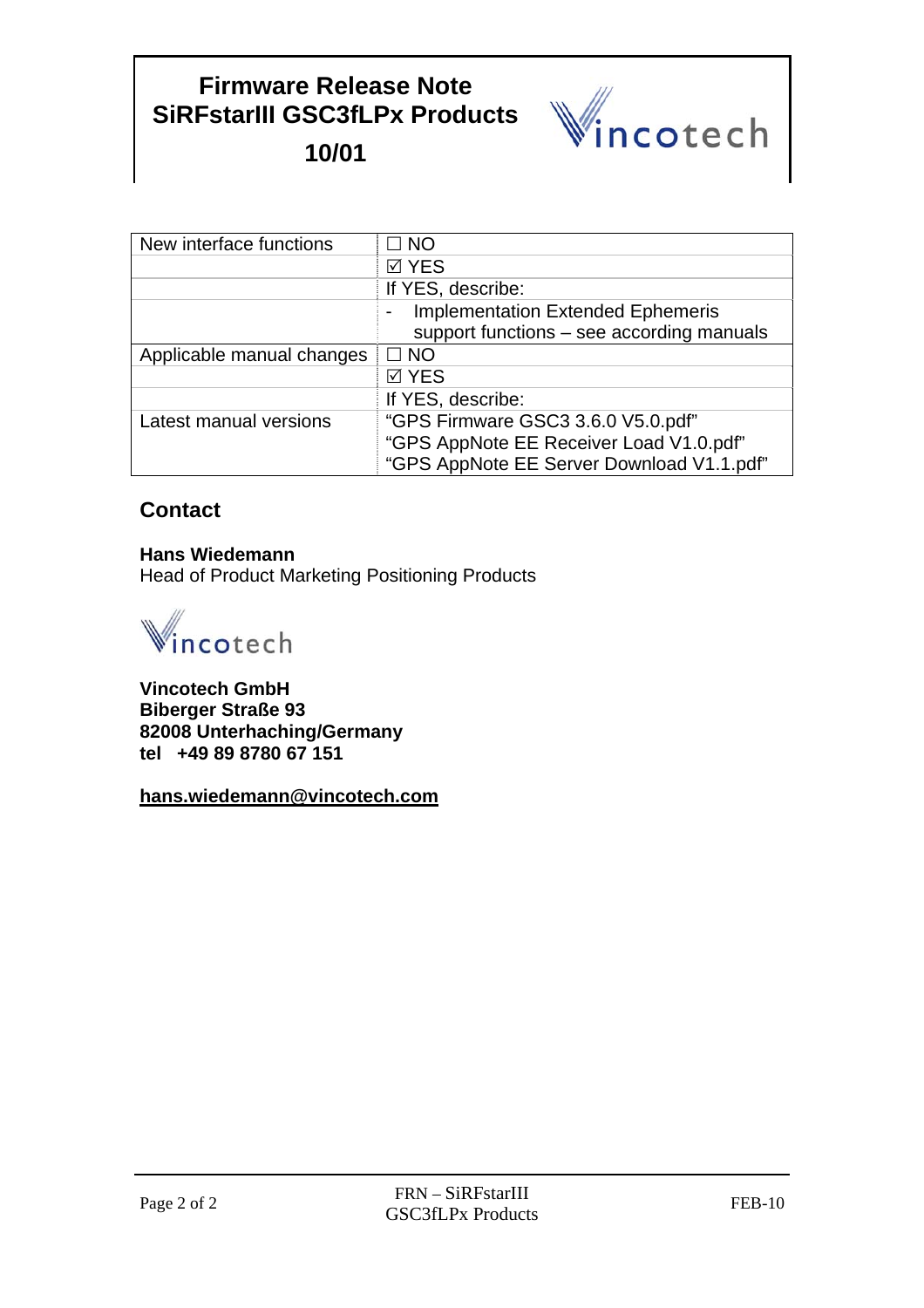# Firmware Release Note SiRFstarIII GSC3fLPx Products 10/01

| | |
|---|---|
| New interface functions | ☐ NO |
| | ☑ YES |
| | If YES, describe: |
| | - Implementation Extended Ephemeris support functions – see according manuals |
| Applicable manual changes | ☐ NO |
| | ☑ YES |
| | If YES, describe: |
| Latest manual versions | "GPS Firmware GSC3 3.6.0 V5.0.pdf"<br>"GPS AppNote EE Receiver Load V1.0.pdf"<br>"GPS AppNote EE Server Download V1.1.pdf" |

## Contact

**Hans Wiedemann**
Head of Product Marketing Positioning Products

**Vincotech GmbH**
**Biberger Straße 93**
**82008 Unterhaching/Germany**
**tel +49 89 8780 67 151**

**hans.wiedemann@vincotech.com**